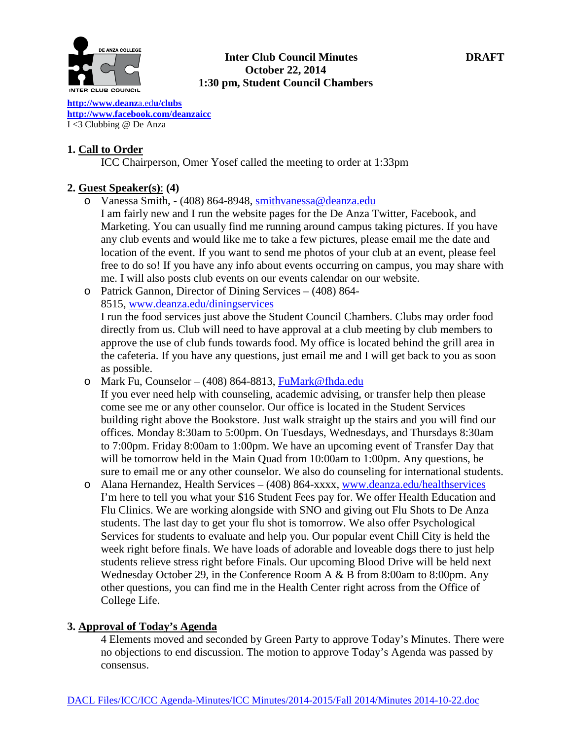# Inter Club Council Minutes

**October 22, 2014**
**1:30 pm, Student Council Chambers**

**DRAFT**

**http://www.deanza.edu/clubs**
**http://www.facebook.com/deanzaicc**
I <3 Clubbing @ De Anza

## 1. Call to Order

ICC Chairperson, Omer Yosef called the meeting to order at 1:33pm

## 2. Guest Speaker(s): (4)

- Vanessa Smith, - (408) 864-8948, smithvanessa@deanza.edu
  I am fairly new and I run the website pages for the De Anza Twitter, Facebook, and Marketing. You can usually find me running around campus taking pictures. If you have any club events and would like me to take a few pictures, please email me the date and location of the event. If you want to send me photos of your club at an event, please feel free to do so! If you have any info about events occurring on campus, you may share with me. I will also posts club events on our events calendar on our website.
- Patrick Gannon, Director of Dining Services – (408) 864-8515, www.deanza.edu/diningservices
  I run the food services just above the Student Council Chambers. Clubs may order food directly from us. Club will need to have approval at a club meeting by club members to approve the use of club funds towards food. My office is located behind the grill area in the cafeteria. If you have any questions, just email me and I will get back to you as soon as possible.
- Mark Fu, Counselor – (408) 864-8813, FuMark@fhda.edu
  If you ever need help with counseling, academic advising, or transfer help then please come see me or any other counselor. Our office is located in the Student Services building right above the Bookstore. Just walk straight up the stairs and you will find our offices. Monday 8:30am to 5:00pm. On Tuesdays, Wednesdays, and Thursdays 8:30am to 7:00pm. Friday 8:00am to 1:00pm. We have an upcoming event of Transfer Day that will be tomorrow held in the Main Quad from 10:00am to 1:00pm. Any questions, be sure to email me or any other counselor. We also do counseling for international students.
- Alana Hernandez, Health Services – (408) 864-xxxx, www.deanza.edu/healthservices
  I'm here to tell you what your $16 Student Fees pay for. We offer Health Education and Flu Clinics. We are working alongside with SNO and giving out Flu Shots to De Anza students. The last day to get your flu shot is tomorrow. We also offer Psychological Services for students to evaluate and help you. Our popular event Chill City is held the week right before finals. We have loads of adorable and loveable dogs there to just help students relieve stress right before Finals. Our upcoming Blood Drive will be held next Wednesday October 29, in the Conference Room A & B from 8:00am to 8:00pm. Any other questions, you can find me in the Health Center right across from the Office of College Life.

## 3. Approval of Today's Agenda

4 Elements moved and seconded by Green Party to approve Today's Minutes. There were no objections to end discussion. The motion to approve Today's Agenda was passed by consensus.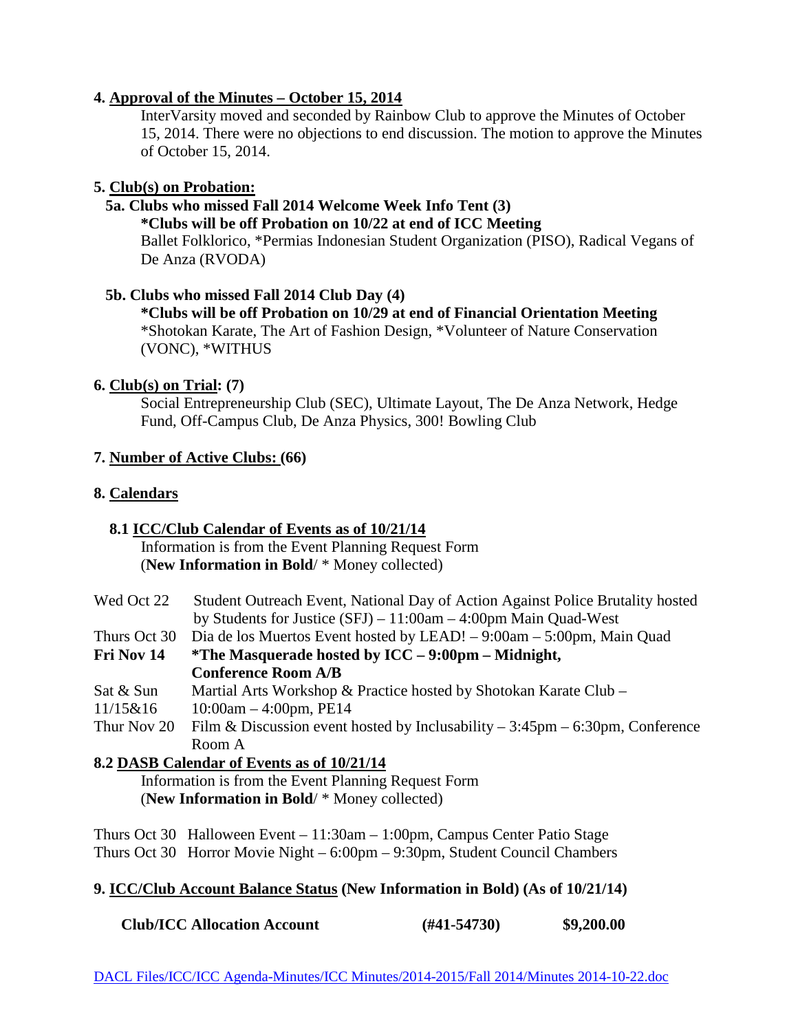**4. Approval of the Minutes – October 15, 2014**

InterVarsity moved and seconded by Rainbow Club to approve the Minutes of October 15, 2014. There were no objections to end discussion. The motion to approve the Minutes of October 15, 2014.

**5. Club(s) on Probation:**

**5a. Clubs who missed Fall 2014 Welcome Week Info Tent (3)**

**\*Clubs will be off Probation on 10/22 at end of ICC Meeting**

Ballet Folklorico, *Permias Indonesian Student Organization (PISO), Radical Vegans of De Anza (RVODA)

**5b. Clubs who missed Fall 2014 Club Day (4)**

**\*Clubs will be off Probation on 10/29 at end of Financial Orientation Meeting**

*Shotokan Karate, The Art of Fashion Design, *Volunteer of Nature Conservation (VONC), *WITHUS

**6. Club(s) on Trial: (7)**

Social Entrepreneurship Club (SEC), Ultimate Layout, The De Anza Network, Hedge Fund, Off-Campus Club, De Anza Physics, 300! Bowling Club

**7. Number of Active Clubs: (66)**

**8. Calendars**

**8.1 ICC/Club Calendar of Events as of 10/21/14**

Information is from the Event Planning Request Form
(**New Information in Bold**/ * Money collected)

| | |
|---|---|
| Wed Oct 22 | Student Outreach Event, National Day of Action Against Police Brutality hosted by Students for Justice (SFJ) – 11:00am – 4:00pm Main Quad-West |
| Thurs Oct 30 | Dia de los Muertos Event hosted by LEAD! – 9:00am – 5:00pm, Main Quad |
| **Fri Nov 14** | **\*The Masquerade hosted by ICC – 9:00pm – Midnight, Conference Room A/B** |
| Sat & Sun 11/15&16 | Martial Arts Workshop & Practice hosted by Shotokan Karate Club – 10:00am – 4:00pm, PE14 |
| Thur Nov 20 | Film & Discussion event hosted by Inclusability – 3:45pm – 6:30pm, Conference Room A |

**8.2 DASB Calendar of Events as of 10/21/14**

Information is from the Event Planning Request Form
(**New Information in Bold**/ * Money collected)

| | |
|---|---|
| Thurs Oct 30 | Halloween Event – 11:30am – 1:00pm, Campus Center Patio Stage |
| Thurs Oct 30 | Horror Movie Night – 6:00pm – 9:30pm, Student Council Chambers |

**9. ICC/Club Account Balance Status (New Information in Bold) (As of 10/21/14)**

| | | |
|---|---|---|
| **Club/ICC Allocation Account** | **(#41-54730)** | **$9,200.00** |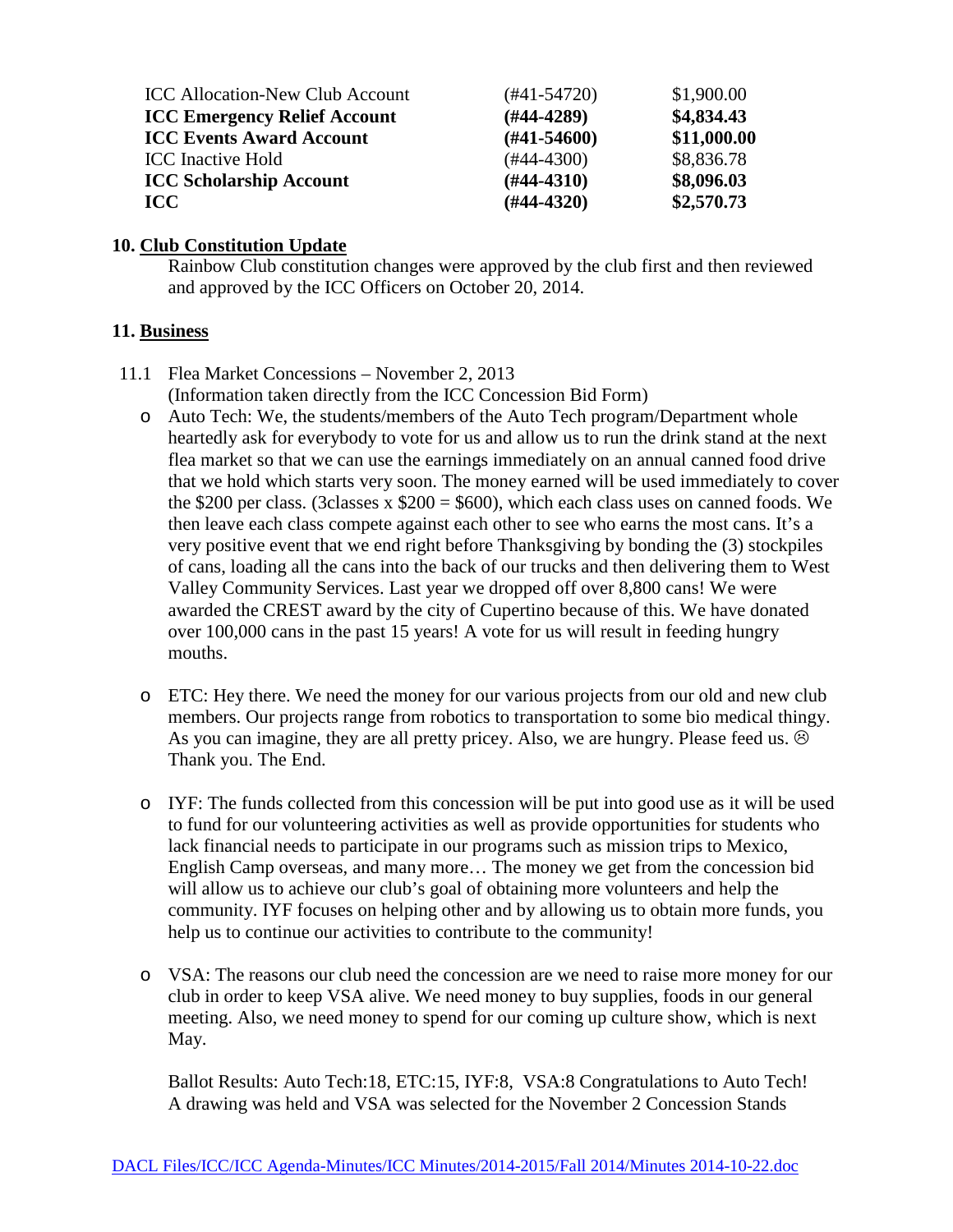| | | |
|---|---|---|
| ICC Allocation-New Club Account | (#41-54720) | $1,900.00 |
| **ICC Emergency Relief Account** | **(#44-4289)** | **$4,834.43** |
| **ICC Events Award Account** | **(#41-54600)** | **$11,000.00** |
| ICC Inactive Hold | (#44-4300) | $8,836.78 |
| **ICC Scholarship Account** | **(#44-4310)** | **$8,096.03** |
| **ICC** | **(#44-4320)** | **$2,570.73** |

**10. Club Constitution Update**

Rainbow Club constitution changes were approved by the club first and then reviewed and approved by the ICC Officers on October 20, 2014.

**11. Business**

11.1 Flea Market Concessions – November 2, 2013
(Information taken directly from the ICC Concession Bid Form)

- Auto Tech: We, the students/members of the Auto Tech program/Department whole heartedly ask for everybody to vote for us and allow us to run the drink stand at the next flea market so that we can use the earnings immediately on an annual canned food drive that we hold which starts very soon. The money earned will be used immediately to cover the $200 per class. (3classes x $200 = $600), which each class uses on canned foods. We then leave each class compete against each other to see who earns the most cans. It's a very positive event that we end right before Thanksgiving by bonding the (3) stockpiles of cans, loading all the cans into the back of our trucks and then delivering them to West Valley Community Services. Last year we dropped off over 8,800 cans! We were awarded the CREST award by the city of Cupertino because of this. We have donated over 100,000 cans in the past 15 years! A vote for us will result in feeding hungry mouths.

- ETC: Hey there. We need the money for our various projects from our old and new club members. Our projects range from robotics to transportation to some bio medical thingy. As you can imagine, they are all pretty pricey. Also, we are hungry. Please feed us. ☹ Thank you. The End.

- IYF: The funds collected from this concession will be put into good use as it will be used to fund for our volunteering activities as well as provide opportunities for students who lack financial needs to participate in our programs such as mission trips to Mexico, English Camp overseas, and many more… The money we get from the concession bid will allow us to achieve our club's goal of obtaining more volunteers and help the community. IYF focuses on helping other and by allowing us to obtain more funds, you help us to continue our activities to contribute to the community!

- VSA: The reasons our club need the concession are we need to raise more money for our club in order to keep VSA alive. We need money to buy supplies, foods in our general meeting. Also, we need money to spend for our coming up culture show, which is next May.

Ballot Results: Auto Tech:18, ETC:15, IYF:8, VSA:8 Congratulations to Auto Tech! A drawing was held and VSA was selected for the November 2 Concession Stands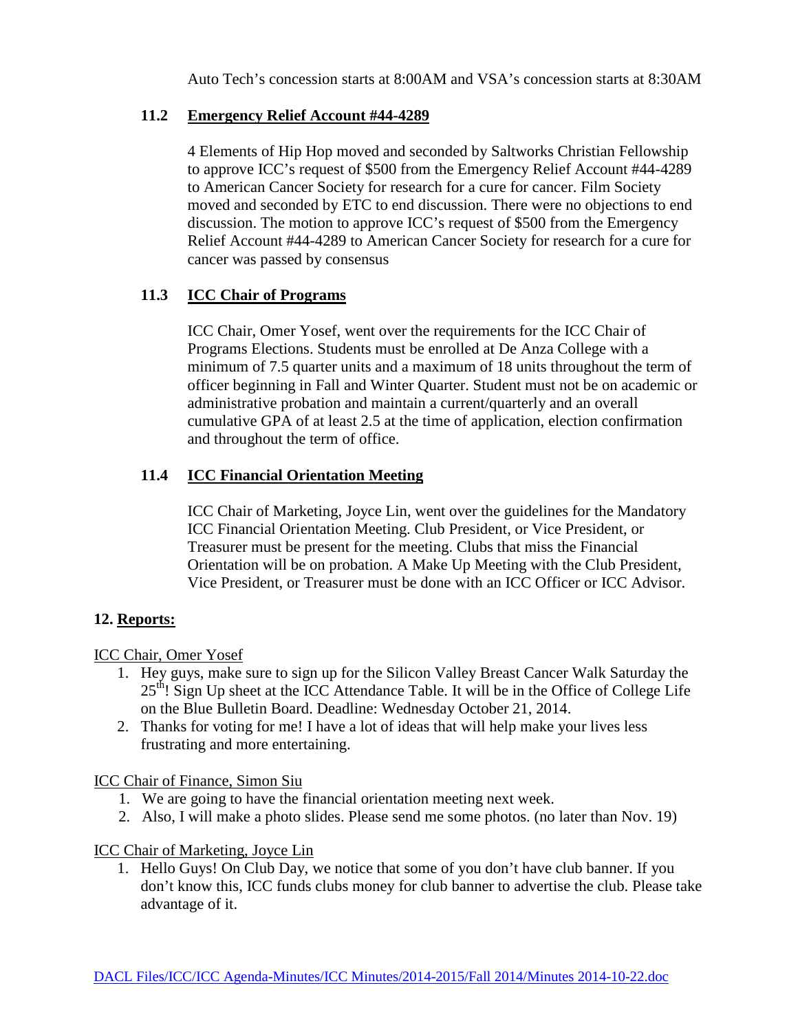Auto Tech's concession starts at 8:00AM and VSA's concession starts at 8:30AM

### 11.2 Emergency Relief Account #44-4289

4 Elements of Hip Hop moved and seconded by Saltworks Christian Fellowship to approve ICC's request of $500 from the Emergency Relief Account #44-4289 to American Cancer Society for research for a cure for cancer. Film Society moved and seconded by ETC to end discussion. There were no objections to end discussion. The motion to approve ICC's request of $500 from the Emergency Relief Account #44-4289 to American Cancer Society for research for a cure for cancer was passed by consensus

### 11.3 ICC Chair of Programs

ICC Chair, Omer Yosef, went over the requirements for the ICC Chair of Programs Elections. Students must be enrolled at De Anza College with a minimum of 7.5 quarter units and a maximum of 18 units throughout the term of officer beginning in Fall and Winter Quarter. Student must not be on academic or administrative probation and maintain a current/quarterly and an overall cumulative GPA of at least 2.5 at the time of application, election confirmation and throughout the term of office.

### 11.4 ICC Financial Orientation Meeting

ICC Chair of Marketing, Joyce Lin, went over the guidelines for the Mandatory ICC Financial Orientation Meeting. Club President, or Vice President, or Treasurer must be present for the meeting. Clubs that miss the Financial Orientation will be on probation. A Make Up Meeting with the Club President, Vice President, or Treasurer must be done with an ICC Officer or ICC Advisor.

## 12. Reports:

ICC Chair, Omer Yosef

1. Hey guys, make sure to sign up for the Silicon Valley Breast Cancer Walk Saturday the 25th! Sign Up sheet at the ICC Attendance Table. It will be in the Office of College Life on the Blue Bulletin Board. Deadline: Wednesday October 21, 2014.
2. Thanks for voting for me! I have a lot of ideas that will help make your lives less frustrating and more entertaining.

ICC Chair of Finance, Simon Siu

1. We are going to have the financial orientation meeting next week.
2. Also, I will make a photo slides. Please send me some photos. (no later than Nov. 19)

ICC Chair of Marketing, Joyce Lin

1. Hello Guys! On Club Day, we notice that some of you don't have club banner. If you don't know this, ICC funds clubs money for club banner to advertise the club. Please take advantage of it.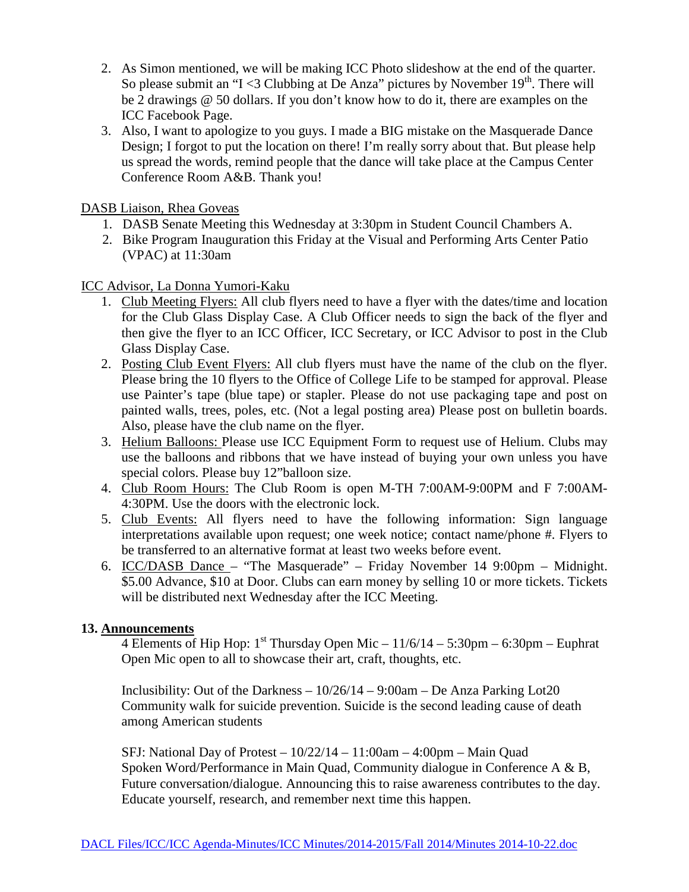2. As Simon mentioned, we will be making ICC Photo slideshow at the end of the quarter. So please submit an "I <3 Clubbing at De Anza" pictures by November 19th. There will be 2 drawings @ 50 dollars. If you don't know how to do it, there are examples on the ICC Facebook Page.
3. Also, I want to apologize to you guys. I made a BIG mistake on the Masquerade Dance Design; I forgot to put the location on there! I'm really sorry about that. But please help us spread the words, remind people that the dance will take place at the Campus Center Conference Room A&B. Thank you!

DASB Liaison, Rhea Goveas

1. DASB Senate Meeting this Wednesday at 3:30pm in Student Council Chambers A.
2. Bike Program Inauguration this Friday at the Visual and Performing Arts Center Patio (VPAC) at 11:30am

ICC Advisor, La Donna Yumori-Kaku

1. Club Meeting Flyers: All club flyers need to have a flyer with the dates/time and location for the Club Glass Display Case. A Club Officer needs to sign the back of the flyer and then give the flyer to an ICC Officer, ICC Secretary, or ICC Advisor to post in the Club Glass Display Case.
2. Posting Club Event Flyers: All club flyers must have the name of the club on the flyer. Please bring the 10 flyers to the Office of College Life to be stamped for approval. Please use Painter's tape (blue tape) or stapler. Please do not use packaging tape and post on painted walls, trees, poles, etc. (Not a legal posting area) Please post on bulletin boards. Also, please have the club name on the flyer.
3. Helium Balloons: Please use ICC Equipment Form to request use of Helium. Clubs may use the balloons and ribbons that we have instead of buying your own unless you have special colors. Please buy 12"balloon size.
4. Club Room Hours: The Club Room is open M-TH 7:00AM-9:00PM and F 7:00AM-4:30PM. Use the doors with the electronic lock.
5. Club Events: All flyers need to have the following information: Sign language interpretations available upon request; one week notice; contact name/phone #. Flyers to be transferred to an alternative format at least two weeks before event.
6. ICC/DASB Dance – "The Masquerade" – Friday November 14 9:00pm – Midnight. $5.00 Advance, $10 at Door. Clubs can earn money by selling 10 or more tickets. Tickets will be distributed next Wednesday after the ICC Meeting.

**13. Announcements**

4 Elements of Hip Hop: 1st Thursday Open Mic – 11/6/14 – 5:30pm – 6:30pm – Euphrat
Open Mic open to all to showcase their art, craft, thoughts, etc.

Inclusibility: Out of the Darkness – 10/26/14 – 9:00am – De Anza Parking Lot20
Community walk for suicide prevention. Suicide is the second leading cause of death among American students

SFJ: National Day of Protest – 10/22/14 – 11:00am – 4:00pm – Main Quad
Spoken Word/Performance in Main Quad, Community dialogue in Conference A & B, Future conversation/dialogue. Announcing this to raise awareness contributes to the day. Educate yourself, research, and remember next time this happen.

DACL Files/ICC/ICC Agenda-Minutes/ICC Minutes/2014-2015/Fall 2014/Minutes 2014-10-22.doc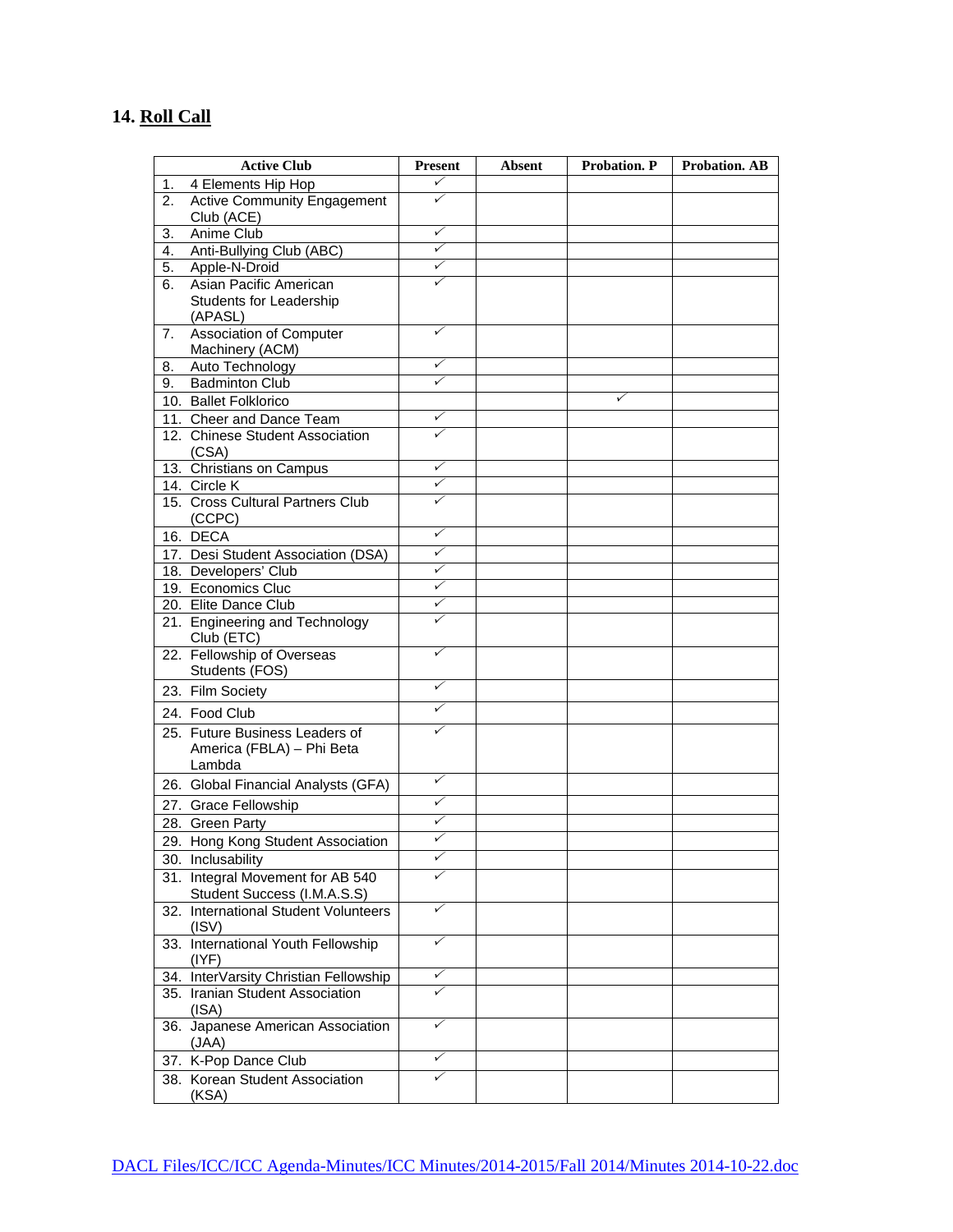## 14. **Roll Call**

| Active Club | Present | Absent | Probation. P | Probation. AB |
|---|---|---|---|---|
| 1. 4 Elements Hip Hop | ✓ | | | |
| 2. Active Community Engagement Club (ACE) | ✓ | | | |
| 3. Anime Club | ✓ | | | |
| 4. Anti-Bullying Club (ABC) | ✓ | | | |
| 5. Apple-N-Droid | ✓ | | | |
| 6. Asian Pacific American Students for Leadership (APASL) | ✓ | | | |
| 7. Association of Computer Machinery (ACM) | ✓ | | | |
| 8. Auto Technology | ✓ | | | |
| 9. Badminton Club | ✓ | | | |
| 10. Ballet Folklorico | | | ✓ | |
| 11. Cheer and Dance Team | ✓ | | | |
| 12. Chinese Student Association (CSA) | ✓ | | | |
| 13. Christians on Campus | ✓ | | | |
| 14. Circle K | ✓ | | | |
| 15. Cross Cultural Partners Club (CCPC) | ✓ | | | |
| 16. DECA | ✓ | | | |
| 17. Desi Student Association (DSA) | ✓ | | | |
| 18. Developers' Club | ✓ | | | |
| 19. Economics Cluc | ✓ | | | |
| 20. Elite Dance Club | ✓ | | | |
| 21. Engineering and Technology Club (ETC) | ✓ | | | |
| 22. Fellowship of Overseas Students (FOS) | ✓ | | | |
| 23. Film Society | ✓ | | | |
| 24. Food Club | ✓ | | | |
| 25. Future Business Leaders of America (FBLA) – Phi Beta Lambda | ✓ | | | |
| 26. Global Financial Analysts (GFA) | ✓ | | | |
| 27. Grace Fellowship | ✓ | | | |
| 28. Green Party | ✓ | | | |
| 29. Hong Kong Student Association | ✓ | | | |
| 30. Inclusability | ✓ | | | |
| 31. Integral Movement for AB 540 Student Success (I.M.A.S.S) | ✓ | | | |
| 32. International Student Volunteers (ISV) | ✓ | | | |
| 33. International Youth Fellowship (IYF) | ✓ | | | |
| 34. InterVarsity Christian Fellowship | ✓ | | | |
| 35. Iranian Student Association (ISA) | ✓ | | | |
| 36. Japanese American Association (JAA) | ✓ | | | |
| 37. K-Pop Dance Club | ✓ | | | |
| 38. Korean Student Association (KSA) | ✓ | | | |

DACL Files/ICC/ICC Agenda-Minutes/ICC Minutes/2014-2015/Fall 2014/Minutes 2014-10-22.doc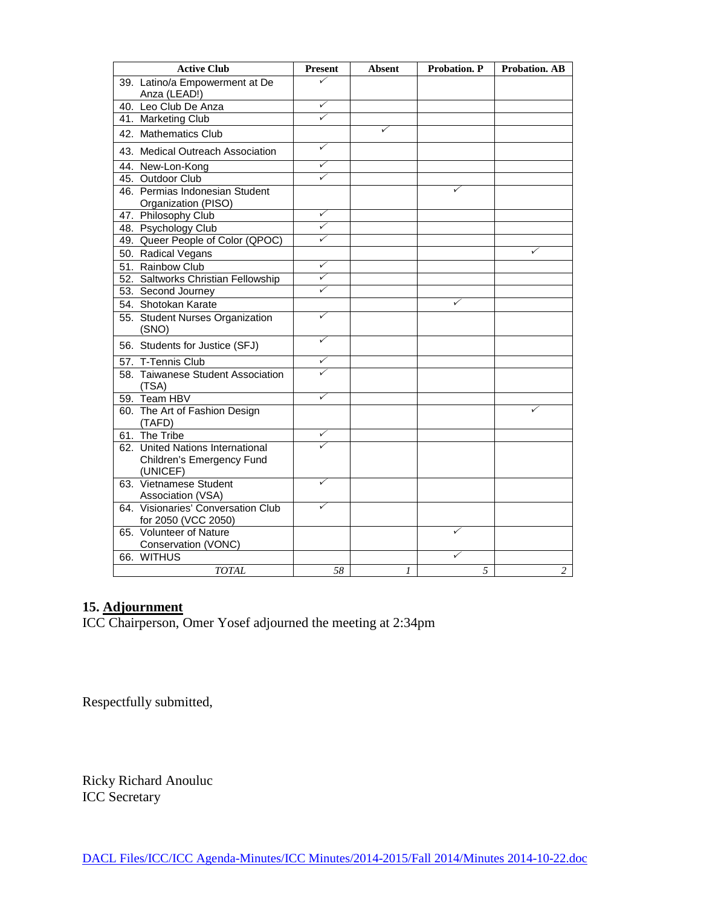| Active Club | Present | Absent | Probation. P | Probation. AB |
|---|---|---|---|---|
| 39. Latino/a Empowerment at De Anza (LEAD!) | ✓ | | | |
| 40. Leo Club De Anza | ✓ | | | |
| 41. Marketing Club | ✓ | | | |
| 42. Mathematics Club | | ✓ | | |
| 43. Medical Outreach Association | ✓ | | | |
| 44. New-Lon-Kong | ✓ | | | |
| 45. Outdoor Club | ✓ | | | |
| 46. Permias Indonesian Student Organization (PISO) | | | ✓ | |
| 47. Philosophy Club | ✓ | | | |
| 48. Psychology Club | ✓ | | | |
| 49. Queer People of Color (QPOC) | ✓ | | | |
| 50. Radical Vegans | | | | ✓ |
| 51. Rainbow Club | ✓ | | | |
| 52. Saltworks Christian Fellowship | ✓ | | | |
| 53. Second Journey | ✓ | | | |
| 54. Shotokan Karate | | | ✓ | |
| 55. Student Nurses Organization (SNO) | ✓ | | | |
| 56. Students for Justice (SFJ) | ✓ | | | |
| 57. T-Tennis Club | ✓ | | | |
| 58. Taiwanese Student Association (TSA) | ✓ | | | |
| 59. Team HBV | ✓ | | | |
| 60. The Art of Fashion Design (TAFD) | | | | ✓ |
| 61. The Tribe | ✓ | | | |
| 62. United Nations International Children's Emergency Fund (UNICEF) | ✓ | | | |
| 63. Vietnamese Student Association (VSA) | ✓ | | | |
| 64. Visionaries' Conversation Club for 2050 (VCC 2050) | ✓ | | | |
| 65. Volunteer of Nature Conservation (VONC) | | | ✓ | |
| 66. WITHUS | | | ✓ | |
| *TOTAL* | *58* | *1* | *5* | *2* |

## 15. Adjournment

ICC Chairperson, Omer Yosef adjourned the meeting at 2:34pm

Respectfully submitted,

Ricky Richard Anouluc
ICC Secretary

DACL Files/ICC/ICC Agenda-Minutes/ICC Minutes/2014-2015/Fall 2014/Minutes 2014-10-22.doc